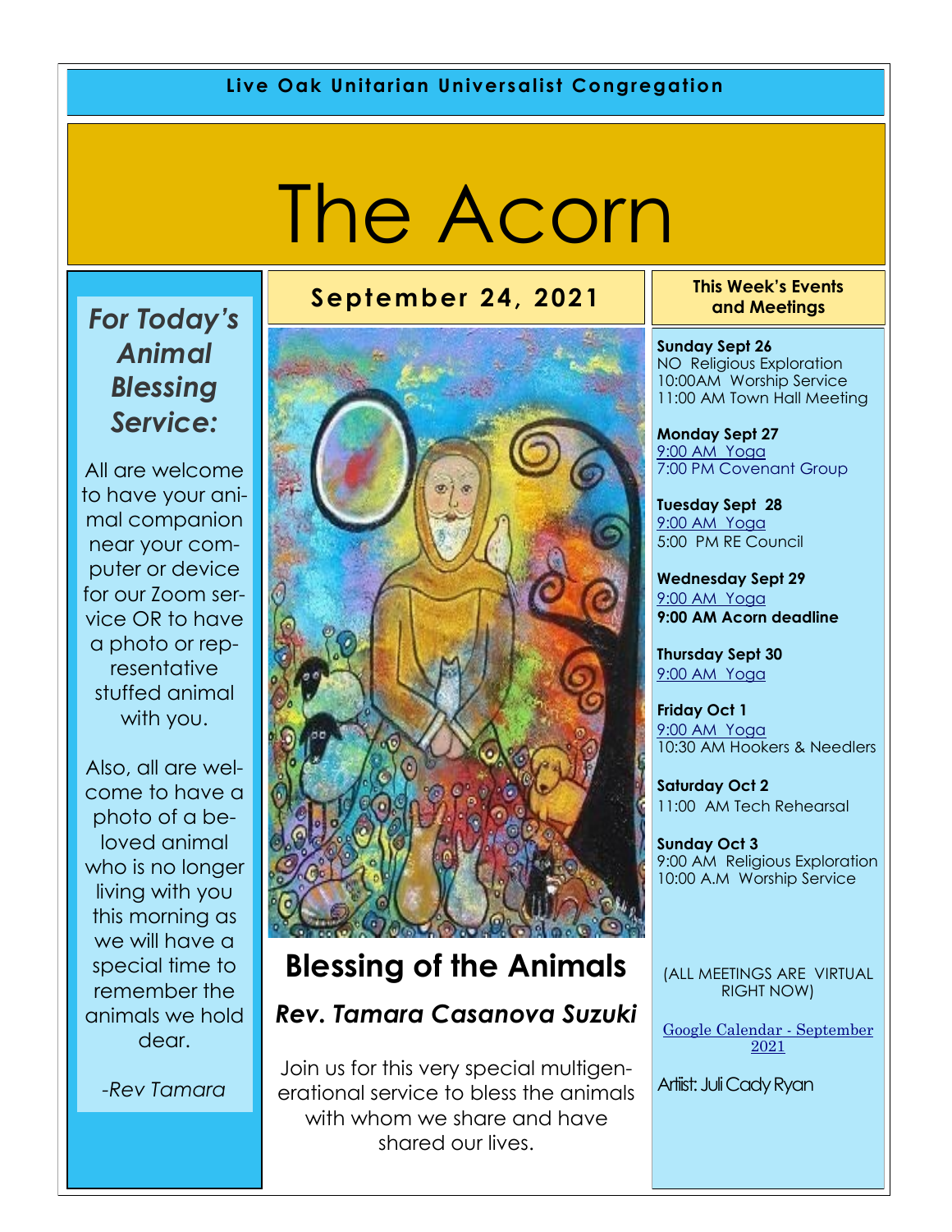**Live Oak Unitarian Universalist Congregation**

# The Acorn

## September 24, 2021

## Blessing of the Animals

### *Rev. Tamara Casanova Suzuki*

Join us for this very special multigenerational service to bless the animals with whom we share and have shared our lives.

### *For Today's Animal Blessing Service:*

All are welcome to have your animal companion near your computer or device for our Zoom service OR to have a photo or representative stuffed animal with you.

Also, all are welcome to have a photo of a beloved animal who is no longer living with you this morning as we will have a special time to remember the animals we hold dear.

*-Rev Tamara*

### This Week's Events and Meetings

**Sunday Sept 26**
NO Religious Exploration
10:00AM Worship Service
11:00 AM Town Hall Meeting

**Monday Sept 27**
9:00 AM Yoga
7:00 PM Covenant Group

**Tuesday Sept 28**
9:00 AM Yoga
5:00 PM RE Council

**Wednesday Sept 29**
9:00 AM Yoga
**9:00 AM Acorn deadline**

**Thursday Sept 30**
9:00 AM Yoga

**Friday Oct 1**
9:00 AM Yoga
10:30 AM Hookers & Needlers

**Saturday Oct 2**
11:00 AM Tech Rehearsal

**Sunday Oct 3**
9:00 AM Religious Exploration
10:00 A.M Worship Service

(ALL MEETINGS ARE VIRTUAL RIGHT NOW)

Google Calendar - September 2021

Artist: Juli Cady Ryan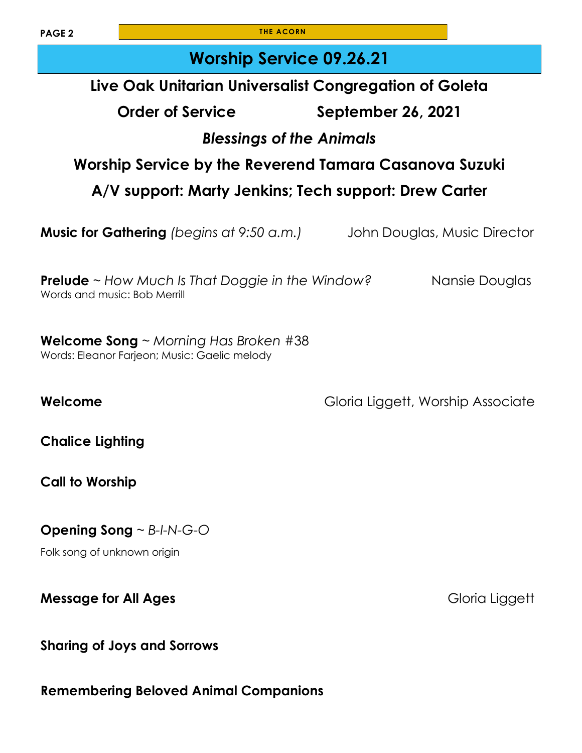# Worship Service 09.26.21

## Live Oak Unitarian Universalist Congregation of Goleta

**Order of Service September 26, 2021**

***Blessings of the Animals***

**Worship Service by the Reverend Tamara Casanova Suzuki**

**A/V support: Marty Jenkins; Tech support: Drew Carter**

**Music for Gathering** *(begins at 9:50 a.m.)* John Douglas, Music Director

**Prelude** ~ *How Much Is That Doggie in the Window?* Nansie Douglas
Words and music: Bob Merrill

**Welcome Song** ~ *Morning Has Broken* #38
Words: Eleanor Farjeon; Music: Gaelic melody

**Welcome** Gloria Liggett, Worship Associate

**Chalice Lighting**

**Call to Worship**

**Opening Song** ~ *B-I-N-G-O*

Folk song of unknown origin

**Message for All Ages** Gloria Liggett

**Sharing of Joys and Sorrows**

**Remembering Beloved Animal Companions**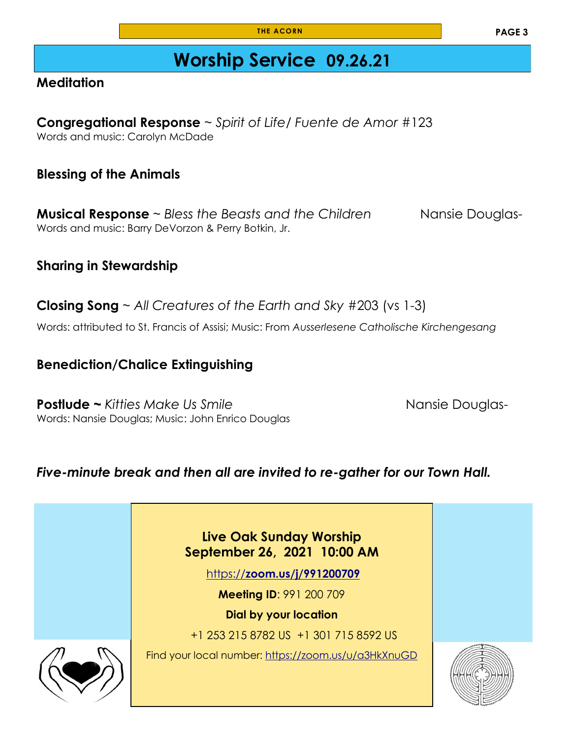# Worship Service 09.26.21

**Meditation**

**Congregational Response** ~ *Spirit of Life/ Fuente de Amor* #123
Words and music: Carolyn McDade

**Blessing of the Animals**

**Musical Response** ~ *Bless the Beasts and the Children* Nansie Douglas-
Words and music: Barry DeVorzon & Perry Botkin, Jr.

**Sharing in Stewardship**

**Closing Song** ~ *All Creatures of the Earth and Sky* #203 (vs 1-3)

Words: attributed to St. Francis of Assisi; Music: From *Ausserlesene Catholische Kirchengesang*

**Benediction/Chalice Extinguishing**

**Postlude ~** *Kitties Make Us Smile* Nansie Douglas-
Words: Nansie Douglas; Music: John Enrico Douglas

***Five-minute break and then all are invited to re-gather for our Town Hall.***

**Live Oak Sunday Worship**
**September 26, 2021 10:00 AM**

https://**zoom.us/j/991200709**

**Meeting ID**: 991 200 709

**Dial by your location**

+1 253 215 8782 US +1 301 715 8592 US

Find your local number: https://zoom.us/u/a3HkXnuGD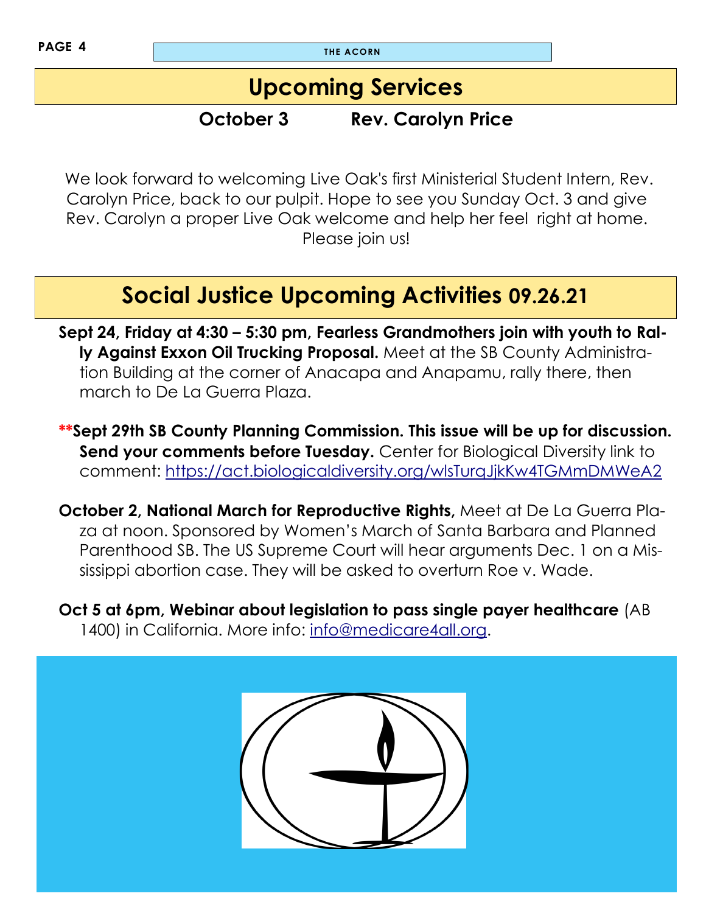## Upcoming Services

**October 3 Rev. Carolyn Price**

We look forward to welcoming Live Oak's first Ministerial Student Intern, Rev. Carolyn Price, back to our pulpit. Hope to see you Sunday Oct. 3 and give Rev. Carolyn a proper Live Oak welcome and help her feel right at home. Please join us!

## Social Justice Upcoming Activities 09.26.21

**Sept 24, Friday at 4:30 – 5:30 pm, Fearless Grandmothers join with youth to Rally Against Exxon Oil Trucking Proposal.** Meet at the SB County Administration Building at the corner of Anacapa and Anapamu, rally there, then march to De La Guerra Plaza.

****Sept 29th SB County Planning Commission. This issue will be up for discussion. Send your comments before Tuesday.** Center for Biological Diversity link to comment: https://act.biologicaldiversity.org/wlsTurqJjkKw4TGMmDMWeA2

**October 2, National March for Reproductive Rights,** Meet at De La Guerra Plaza at noon. Sponsored by Women's March of Santa Barbara and Planned Parenthood SB. The US Supreme Court will hear arguments Dec. 1 on a Mississippi abortion case. They will be asked to overturn Roe v. Wade.

**Oct 5 at 6pm, Webinar about legislation to pass single payer healthcare** (AB 1400) in California. More info: info@medicare4all.org.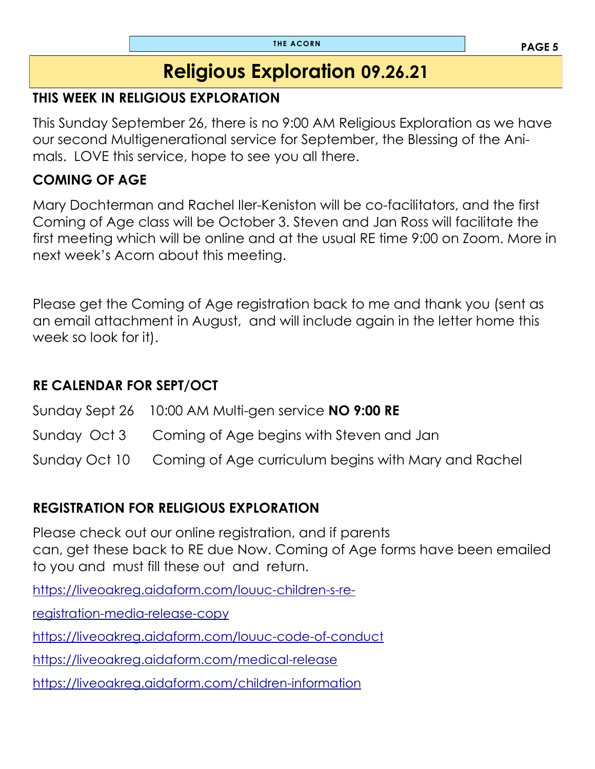# Religious Exploration 09.26.21

## THIS WEEK IN RELIGIOUS EXPLORATION

This Sunday September 26, there is no 9:00 AM Religious Exploration as we have our second Multigenerational service for September, the Blessing of the Animals. LOVE this service, hope to see you all there.

## COMING OF AGE

Mary Dochterman and Rachel Iler-Keniston will be co-facilitators, and the first Coming of Age class will be October 3. Steven and Jan Ross will facilitate the first meeting which will be online and at the usual RE time 9:00 on Zoom. More in next week's Acorn about this meeting.

Please get the Coming of Age registration back to me and thank you (sent as an email attachment in August, and will include again in the letter home this week so look for it).

## RE CALENDAR FOR SEPT/OCT

| | |
|---|---|
| Sunday Sept 26 | 10:00 AM Multi-gen service **NO 9:00 RE** |
| Sunday Oct 3 | Coming of Age begins with Steven and Jan |
| Sunday Oct 10 | Coming of Age curriculum begins with Mary and Rachel |

## REGISTRATION FOR RELIGIOUS EXPLORATION

Please check out our online registration, and if parents can, get these back to RE due Now. Coming of Age forms have been emailed to you and must fill these out and return.

https://liveoakreg.aidaform.com/louuc-children-s-re-registration-media-release-copy

https://liveoakreg.aidaform.com/louuc-code-of-conduct

https://liveoakreg.aidaform.com/medical-release

https://liveoakreg.aidaform.com/children-information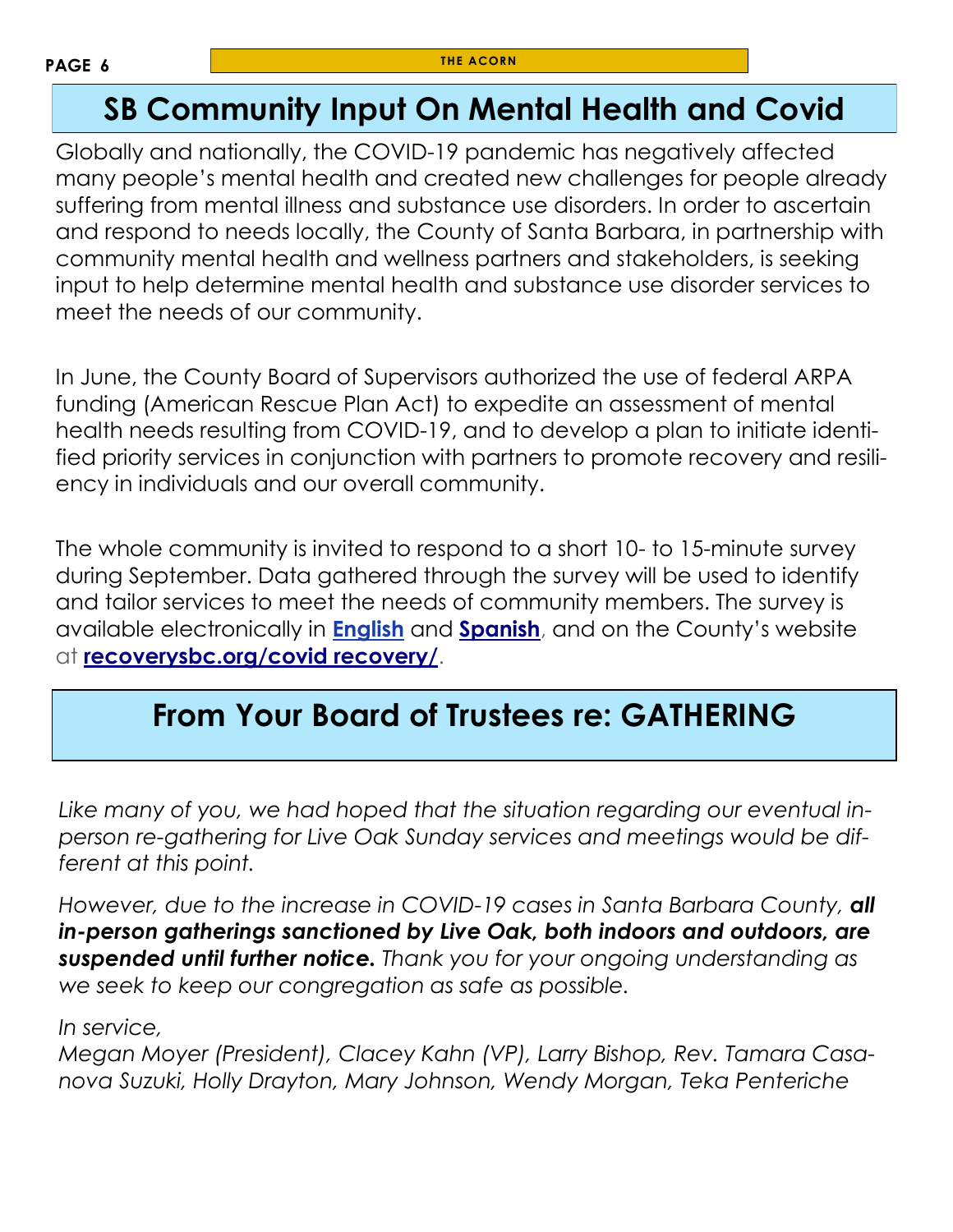# SB Community Input On Mental Health and Covid

Globally and nationally, the COVID-19 pandemic has negatively affected many people's mental health and created new challenges for people already suffering from mental illness and substance use disorders. In order to ascertain and respond to needs locally, the County of Santa Barbara, in partnership with community mental health and wellness partners and stakeholders, is seeking input to help determine mental health and substance use disorder services to meet the needs of our community.

In June, the County Board of Supervisors authorized the use of federal ARPA funding (American Rescue Plan Act) to expedite an assessment of mental health needs resulting from COVID-19, and to develop a plan to initiate identified priority services in conjunction with partners to promote recovery and resiliency in individuals and our overall community.

The whole community is invited to respond to a short 10- to 15-minute survey during September. Data gathered through the survey will be used to identify and tailor services to meet the needs of community members. The survey is available electronically in **English** and **Spanish**, and on the County's website at **recoverysbc.org/covid recovery/**.

# From Your Board of Trustees re: GATHERING

*Like many of you, we had hoped that the situation regarding our eventual in-person re-gathering for Live Oak Sunday services and meetings would be different at this point.*

*However, due to the increase in COVID-19 cases in Santa Barbara County, **all in-person gatherings sanctioned by Live Oak, both indoors and outdoors, are suspended until further notice.** Thank you for your ongoing understanding as we seek to keep our congregation as safe as possible.*

*In service,*
*Megan Moyer (President), Clacey Kahn (VP), Larry Bishop, Rev. Tamara Casanova Suzuki, Holly Drayton, Mary Johnson, Wendy Morgan, Teka Penteriche*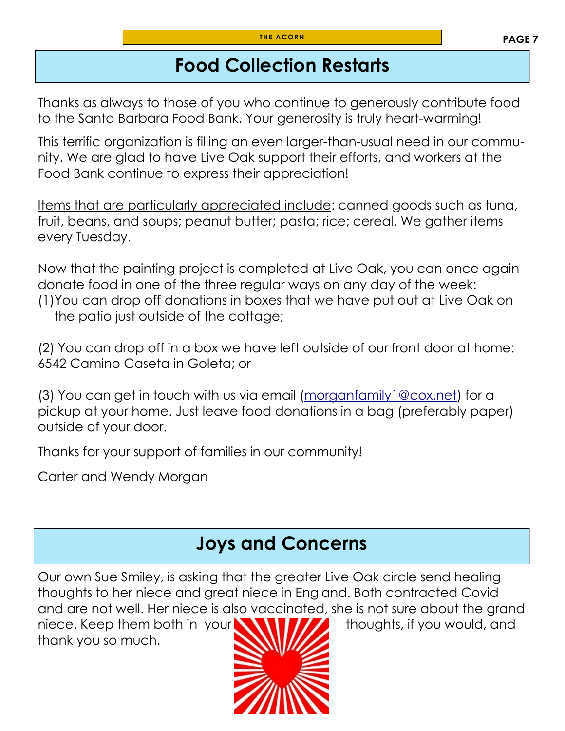# Food Collection Restarts

Thanks as always to those of you who continue to generously contribute food to the Santa Barbara Food Bank. Your generosity is truly heart-warming!

This terrific organization is filling an even larger-than-usual need in our community. We are glad to have Live Oak support their efforts, and workers at the Food Bank continue to express their appreciation!

Items that are particularly appreciated include: canned goods such as tuna, fruit, beans, and soups; peanut butter; pasta; rice; cereal. We gather items every Tuesday.

Now that the painting project is completed at Live Oak, you can once again donate food in one of the three regular ways on any day of the week:

(1) You can drop off donations in boxes that we have put out at Live Oak on the patio just outside of the cottage;

(2) You can drop off in a box we have left outside of our front door at home: 6542 Camino Caseta in Goleta; or

(3) You can get in touch with us via email (morganfamily1@cox.net) for a pickup at your home. Just leave food donations in a bag (preferably paper) outside of your door.

Thanks for your support of families in our community!

Carter and Wendy Morgan

# Joys and Concerns

Our own Sue Smiley, is asking that the greater Live Oak circle send healing thoughts to her niece and great niece in England. Both contracted Covid and are not well. Her niece is also vaccinated, she is not sure about the grand niece. Keep them both in your thoughts, if you would, and thank you so much.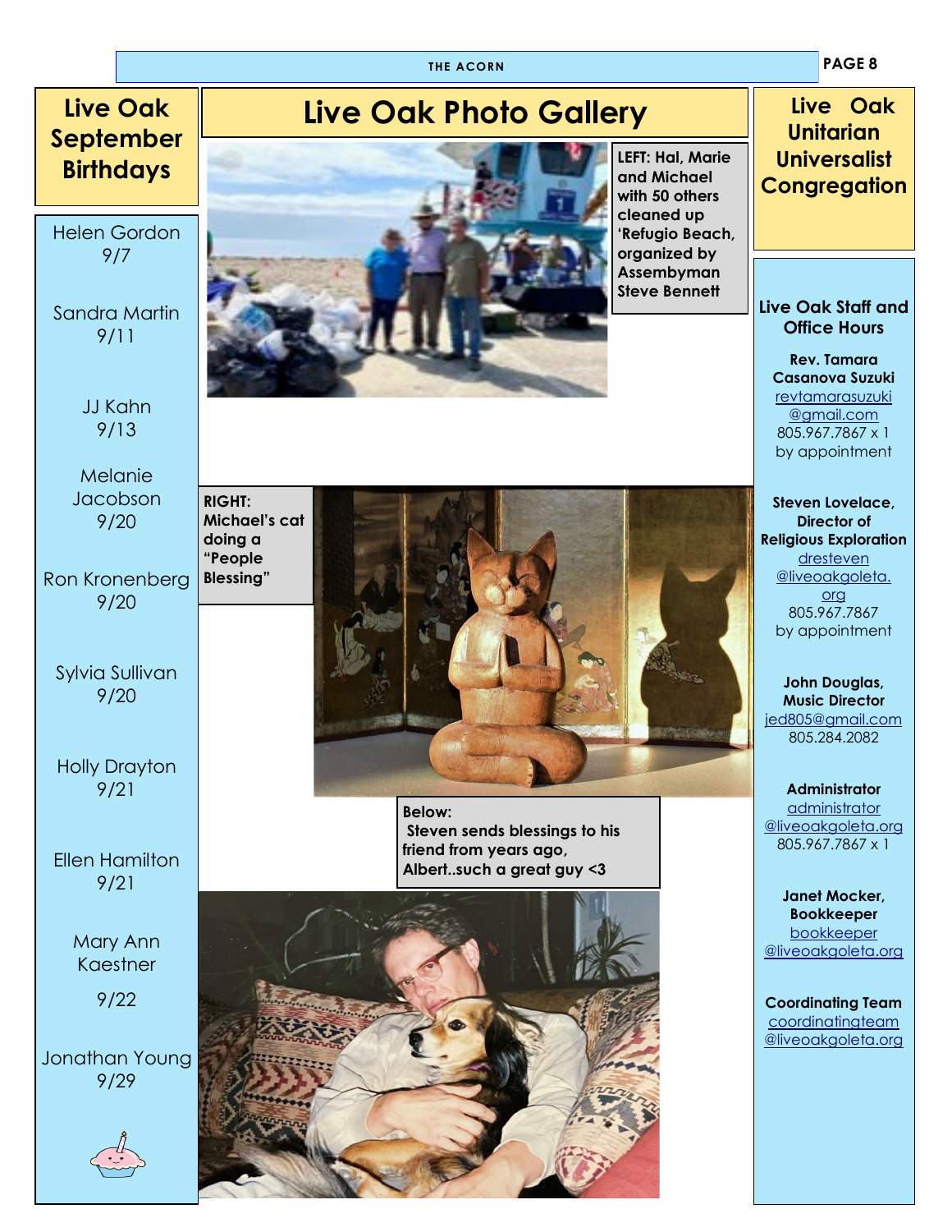## Live Oak September Birthdays

Helen Gordon 9/7

Sandra Martin 9/11

JJ Kahn 9/13

Melanie Jacobson 9/20

Ron Kronenberg 9/20

Sylvia Sullivan 9/20

Holly Drayton 9/21

Ellen Hamilton 9/21

Mary Ann Kaestner 9/22

Jonathan Young 9/29

# Live Oak Photo Gallery

**LEFT: Hal, Marie and Michael with 50 others cleaned up 'Refugio Beach, organized by Assemblyman Steve Bennett**

**RIGHT: Michael's cat doing a "People Blessing"**

**Below: Steven sends blessings to his friend from years ago, Albert..such a great guy <3**

## Live Oak Unitarian Universalist Congregation

### Live Oak Staff and Office Hours

**Rev. Tamara Casanova Suzuki**
revtamarasuzuki@gmail.com
805.967.7867 x 1
by appointment

**Steven Lovelace, Director of Religious Exploration**
dresteven@liveoakgoleta.org
805.967.7867
by appointment

**John Douglas, Music Director**
jed805@gmail.com
805.284.2082

**Administrator**
administrator@liveoakgoleta.org
805.967.7867 x 1

**Janet Mocker, Bookkeeper**
bookkeeper@liveoakgoleta.org

**Coordinating Team**
coordinatingteam@liveoakgoleta.org